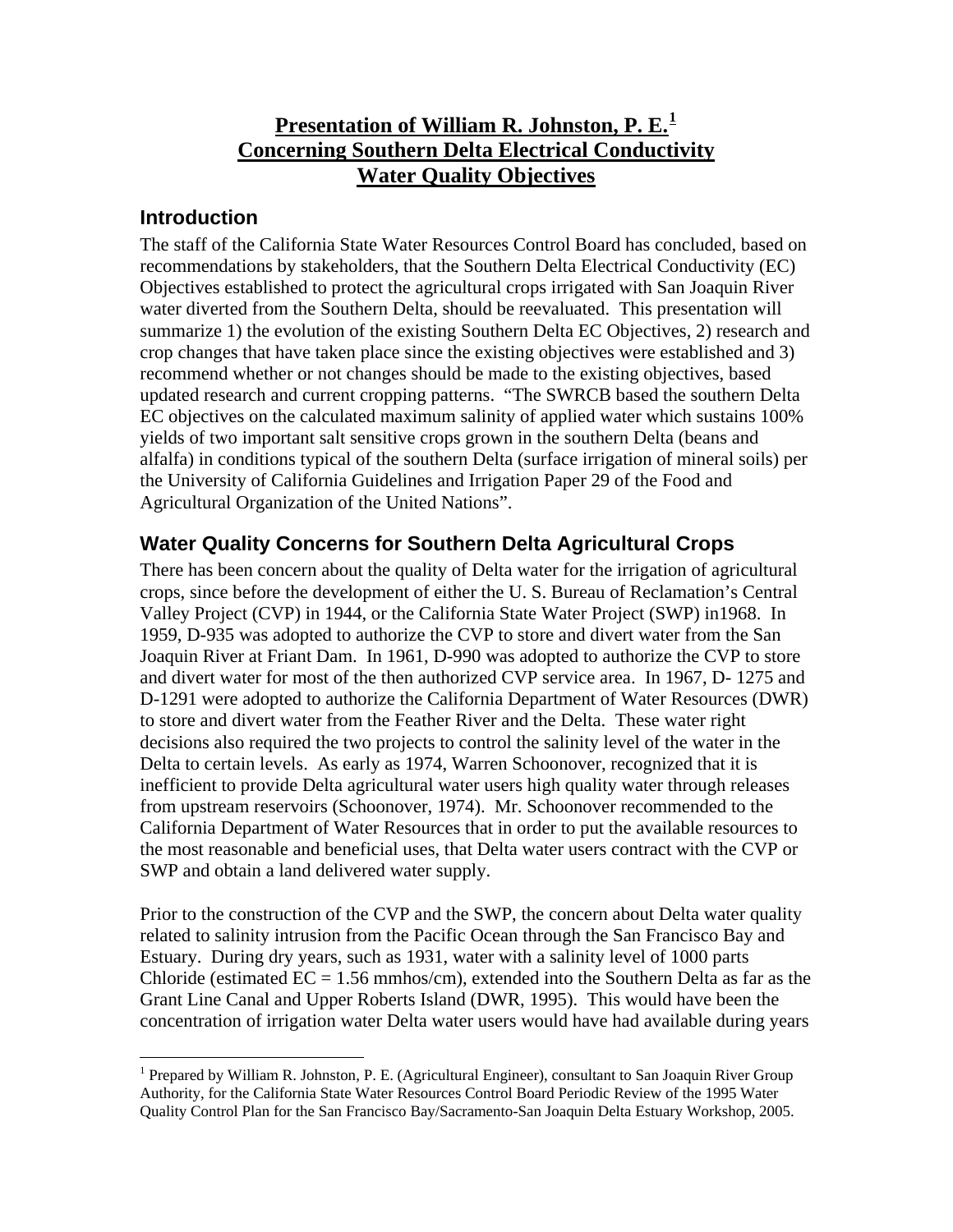# Presentation of William R. Johnston, P. E.[1] Concerning Southern Delta Electrical Conductivity Water Quality Objectives

## Introduction

The staff of the California State Water Resources Control Board has concluded, based on recommendations by stakeholders, that the Southern Delta Electrical Conductivity (EC) Objectives established to protect the agricultural crops irrigated with San Joaquin River water diverted from the Southern Delta, should be reevaluated. This presentation will summarize 1) the evolution of the existing Southern Delta EC Objectives, 2) research and crop changes that have taken place since the existing objectives were established and 3) recommend whether or not changes should be made to the existing objectives, based updated research and current cropping patterns. "The SWRCB based the southern Delta EC objectives on the calculated maximum salinity of applied water which sustains 100% yields of two important salt sensitive crops grown in the southern Delta (beans and alfalfa) in conditions typical of the southern Delta (surface irrigation of mineral soils) per the University of California Guidelines and Irrigation Paper 29 of the Food and Agricultural Organization of the United Nations".

## Water Quality Concerns for Southern Delta Agricultural Crops

There has been concern about the quality of Delta water for the irrigation of agricultural crops, since before the development of either the U. S. Bureau of Reclamation's Central Valley Project (CVP) in 1944, or the California State Water Project (SWP) in1968. In 1959, D-935 was adopted to authorize the CVP to store and divert water from the San Joaquin River at Friant Dam. In 1961, D-990 was adopted to authorize the CVP to store and divert water for most of the then authorized CVP service area. In 1967, D- 1275 and D-1291 were adopted to authorize the California Department of Water Resources (DWR) to store and divert water from the Feather River and the Delta. These water right decisions also required the two projects to control the salinity level of the water in the Delta to certain levels. As early as 1974, Warren Schoonover, recognized that it is inefficient to provide Delta agricultural water users high quality water through releases from upstream reservoirs (Schoonover, 1974). Mr. Schoonover recommended to the California Department of Water Resources that in order to put the available resources to the most reasonable and beneficial uses, that Delta water users contract with the CVP or SWP and obtain a land delivered water supply.

Prior to the construction of the CVP and the SWP, the concern about Delta water quality related to salinity intrusion from the Pacific Ocean through the San Francisco Bay and Estuary. During dry years, such as 1931, water with a salinity level of 1000 parts Chloride (estimated EC = 1.56 mmhos/cm), extended into the Southern Delta as far as the Grant Line Canal and Upper Roberts Island (DWR, 1995). This would have been the concentration of irrigation water Delta water users would have had available during years

---

[1] Prepared by William R. Johnston, P. E. (Agricultural Engineer), consultant to San Joaquin River Group Authority, for the California State Water Resources Control Board Periodic Review of the 1995 Water Quality Control Plan for the San Francisco Bay/Sacramento-San Joaquin Delta Estuary Workshop, 2005.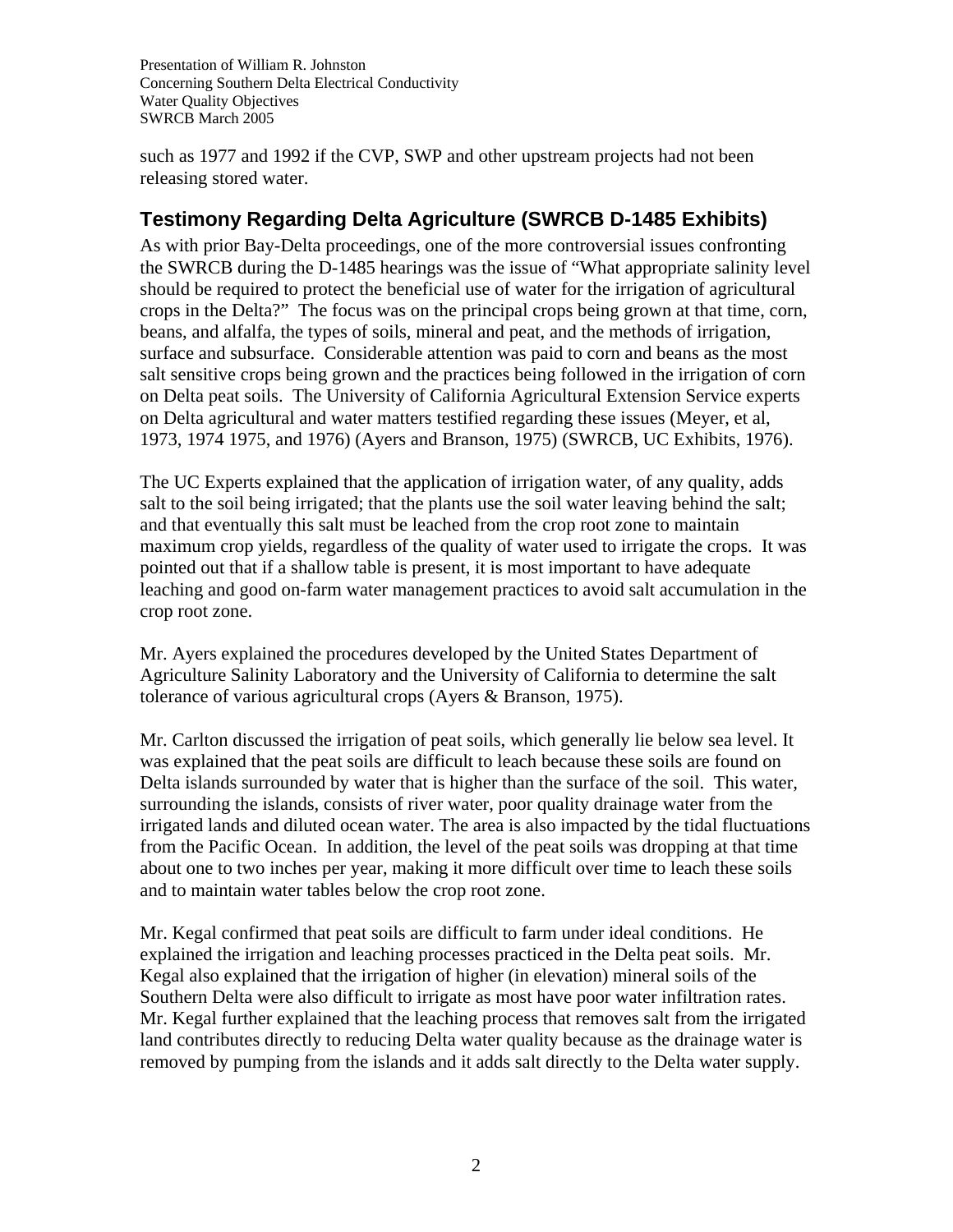such as 1977 and 1992 if the CVP, SWP and other upstream projects had not been releasing stored water.

## Testimony Regarding Delta Agriculture (SWRCB D-1485 Exhibits)

As with prior Bay-Delta proceedings, one of the more controversial issues confronting the SWRCB during the D-1485 hearings was the issue of "What appropriate salinity level should be required to protect the beneficial use of water for the irrigation of agricultural crops in the Delta?" The focus was on the principal crops being grown at that time, corn, beans, and alfalfa, the types of soils, mineral and peat, and the methods of irrigation, surface and subsurface. Considerable attention was paid to corn and beans as the most salt sensitive crops being grown and the practices being followed in the irrigation of corn on Delta peat soils. The University of California Agricultural Extension Service experts on Delta agricultural and water matters testified regarding these issues (Meyer, et al, 1973, 1974 1975, and 1976) (Ayers and Branson, 1975) (SWRCB, UC Exhibits, 1976).

The UC Experts explained that the application of irrigation water, of any quality, adds salt to the soil being irrigated; that the plants use the soil water leaving behind the salt; and that eventually this salt must be leached from the crop root zone to maintain maximum crop yields, regardless of the quality of water used to irrigate the crops. It was pointed out that if a shallow table is present, it is most important to have adequate leaching and good on-farm water management practices to avoid salt accumulation in the crop root zone.

Mr. Ayers explained the procedures developed by the United States Department of Agriculture Salinity Laboratory and the University of California to determine the salt tolerance of various agricultural crops (Ayers & Branson, 1975).

Mr. Carlton discussed the irrigation of peat soils, which generally lie below sea level. It was explained that the peat soils are difficult to leach because these soils are found on Delta islands surrounded by water that is higher than the surface of the soil. This water, surrounding the islands, consists of river water, poor quality drainage water from the irrigated lands and diluted ocean water. The area is also impacted by the tidal fluctuations from the Pacific Ocean. In addition, the level of the peat soils was dropping at that time about one to two inches per year, making it more difficult over time to leach these soils and to maintain water tables below the crop root zone.

Mr. Kegal confirmed that peat soils are difficult to farm under ideal conditions. He explained the irrigation and leaching processes practiced in the Delta peat soils. Mr. Kegal also explained that the irrigation of higher (in elevation) mineral soils of the Southern Delta were also difficult to irrigate as most have poor water infiltration rates. Mr. Kegal further explained that the leaching process that removes salt from the irrigated land contributes directly to reducing Delta water quality because as the drainage water is removed by pumping from the islands and it adds salt directly to the Delta water supply.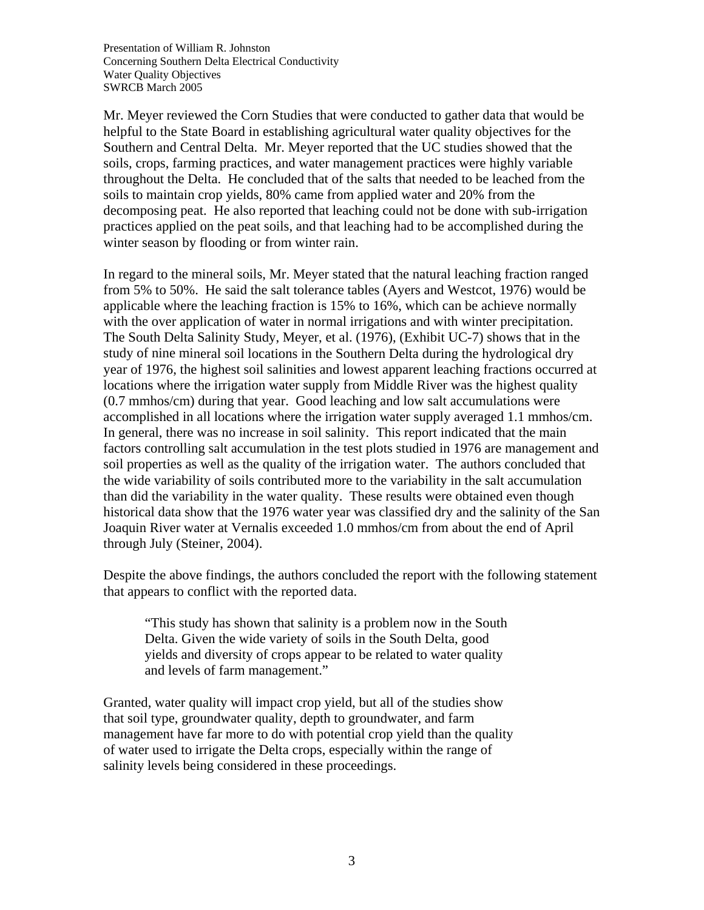Mr. Meyer reviewed the Corn Studies that were conducted to gather data that would be helpful to the State Board in establishing agricultural water quality objectives for the Southern and Central Delta. Mr. Meyer reported that the UC studies showed that the soils, crops, farming practices, and water management practices were highly variable throughout the Delta. He concluded that of the salts that needed to be leached from the soils to maintain crop yields, 80% came from applied water and 20% from the decomposing peat. He also reported that leaching could not be done with sub-irrigation practices applied on the peat soils, and that leaching had to be accomplished during the winter season by flooding or from winter rain.

In regard to the mineral soils, Mr. Meyer stated that the natural leaching fraction ranged from 5% to 50%. He said the salt tolerance tables (Ayers and Westcot, 1976) would be applicable where the leaching fraction is 15% to 16%, which can be achieve normally with the over application of water in normal irrigations and with winter precipitation. The South Delta Salinity Study, Meyer, et al. (1976), (Exhibit UC-7) shows that in the study of nine mineral soil locations in the Southern Delta during the hydrological dry year of 1976, the highest soil salinities and lowest apparent leaching fractions occurred at locations where the irrigation water supply from Middle River was the highest quality (0.7 mmhos/cm) during that year. Good leaching and low salt accumulations were accomplished in all locations where the irrigation water supply averaged 1.1 mmhos/cm. In general, there was no increase in soil salinity. This report indicated that the main factors controlling salt accumulation in the test plots studied in 1976 are management and soil properties as well as the quality of the irrigation water. The authors concluded that the wide variability of soils contributed more to the variability in the salt accumulation than did the variability in the water quality. These results were obtained even though historical data show that the 1976 water year was classified dry and the salinity of the San Joaquin River water at Vernalis exceeded 1.0 mmhos/cm from about the end of April through July (Steiner, 2004).

Despite the above findings, the authors concluded the report with the following statement that appears to conflict with the reported data.

> "This study has shown that salinity is a problem now in the South Delta. Given the wide variety of soils in the South Delta, good yields and diversity of crops appear to be related to water quality and levels of farm management."

Granted, water quality will impact crop yield, but all of the studies show that soil type, groundwater quality, depth to groundwater, and farm management have far more to do with potential crop yield than the quality of water used to irrigate the Delta crops, especially within the range of salinity levels being considered in these proceedings.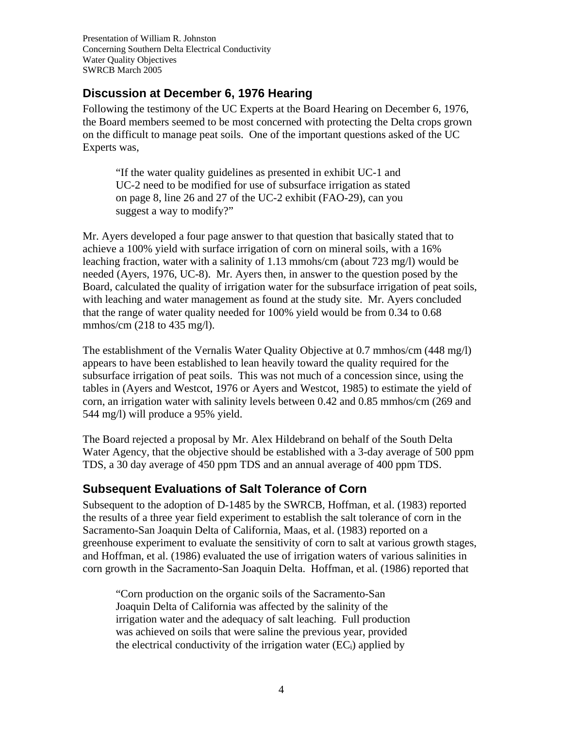## Discussion at December 6, 1976 Hearing

Following the testimony of the UC Experts at the Board Hearing on December 6, 1976, the Board members seemed to be most concerned with protecting the Delta crops grown on the difficult to manage peat soils. One of the important questions asked of the UC Experts was,

> "If the water quality guidelines as presented in exhibit UC-1 and UC-2 need to be modified for use of subsurface irrigation as stated on page 8, line 26 and 27 of the UC-2 exhibit (FAO-29), can you suggest a way to modify?"

Mr. Ayers developed a four page answer to that question that basically stated that to achieve a 100% yield with surface irrigation of corn on mineral soils, with a 16% leaching fraction, water with a salinity of 1.13 mmohs/cm (about 723 mg/l) would be needed (Ayers, 1976, UC-8). Mr. Ayers then, in answer to the question posed by the Board, calculated the quality of irrigation water for the subsurface irrigation of peat soils, with leaching and water management as found at the study site. Mr. Ayers concluded that the range of water quality needed for 100% yield would be from 0.34 to 0.68 mmhos/cm (218 to 435 mg/l).

The establishment of the Vernalis Water Quality Objective at 0.7 mmhos/cm (448 mg/l) appears to have been established to lean heavily toward the quality required for the subsurface irrigation of peat soils. This was not much of a concession since, using the tables in (Ayers and Westcot, 1976 or Ayers and Westcot, 1985) to estimate the yield of corn, an irrigation water with salinity levels between 0.42 and 0.85 mmhos/cm (269 and 544 mg/l) will produce a 95% yield.

The Board rejected a proposal by Mr. Alex Hildebrand on behalf of the South Delta Water Agency, that the objective should be established with a 3-day average of 500 ppm TDS, a 30 day average of 450 ppm TDS and an annual average of 400 ppm TDS.

## Subsequent Evaluations of Salt Tolerance of Corn

Subsequent to the adoption of D-1485 by the SWRCB, Hoffman, et al. (1983) reported the results of a three year field experiment to establish the salt tolerance of corn in the Sacramento-San Joaquin Delta of California, Maas, et al. (1983) reported on a greenhouse experiment to evaluate the sensitivity of corn to salt at various growth stages, and Hoffman, et al. (1986) evaluated the use of irrigation waters of various salinities in corn growth in the Sacramento-San Joaquin Delta. Hoffman, et al. (1986) reported that

> "Corn production on the organic soils of the Sacramento-San Joaquin Delta of California was affected by the salinity of the irrigation water and the adequacy of salt leaching. Full production was achieved on soils that were saline the previous year, provided the electrical conductivity of the irrigation water ($EC_i$) applied by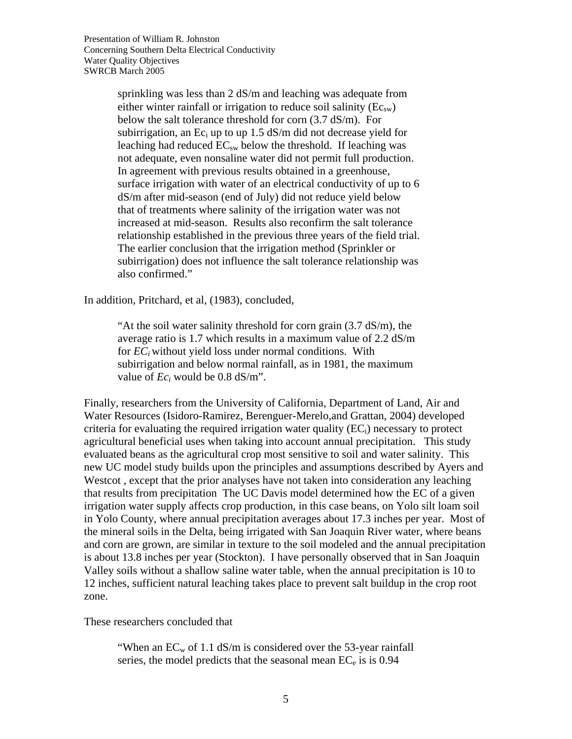sprinkling was less than 2 dS/m and leaching was adequate from either winter rainfall or irrigation to reduce soil salinity ($Ec_{sw}$) below the salt tolerance threshold for corn (3.7 dS/m). For subirrigation, an $Ec_i$ up to up 1.5 dS/m did not decrease yield for leaching had reduced $EC_{sw}$ below the threshold. If leaching was not adequate, even nonsaline water did not permit full production. In agreement with previous results obtained in a greenhouse, surface irrigation with water of an electrical conductivity of up to 6 dS/m after mid-season (end of July) did not reduce yield below that of treatments where salinity of the irrigation water was not increased at mid-season. Results also reconfirm the salt tolerance relationship established in the previous three years of the field trial. The earlier conclusion that the irrigation method (Sprinkler or subirrigation) does not influence the salt tolerance relationship was also confirmed."

In addition, Pritchard, et al, (1983), concluded,

> "At the soil water salinity threshold for corn grain (3.7 dS/m), the average ratio is 1.7 which results in a maximum value of 2.2 dS/m for $EC_i$ without yield loss under normal conditions. With subirrigation and below normal rainfall, as in 1981, the maximum value of $Ec_i$ would be 0.8 dS/m".

Finally, researchers from the University of California, Department of Land, Air and Water Resources (Isidoro-Ramirez, Berenguer-Merelo,and Grattan, 2004) developed criteria for evaluating the required irrigation water quality ($EC_i$) necessary to protect agricultural beneficial uses when taking into account annual precipitation. This study evaluated beans as the agricultural crop most sensitive to soil and water salinity. This new UC model study builds upon the principles and assumptions described by Ayers and Westcot , except that the prior analyses have not taken into consideration any leaching that results from precipitation The UC Davis model determined how the EC of a given irrigation water supply affects crop production, in this case beans, on Yolo silt loam soil in Yolo County, where annual precipitation averages about 17.3 inches per year. Most of the mineral soils in the Delta, being irrigated with San Joaquin River water, where beans and corn are grown, are similar in texture to the soil modeled and the annual precipitation is about 13.8 inches per year (Stockton). I have personally observed that in San Joaquin Valley soils without a shallow saline water table, when the annual precipitation is 10 to 12 inches, sufficient natural leaching takes place to prevent salt buildup in the crop root zone.

These researchers concluded that

> "When an $EC_w$ of 1.1 dS/m is considered over the 53-year rainfall series, the model predicts that the seasonal mean $EC_e$ is is 0.94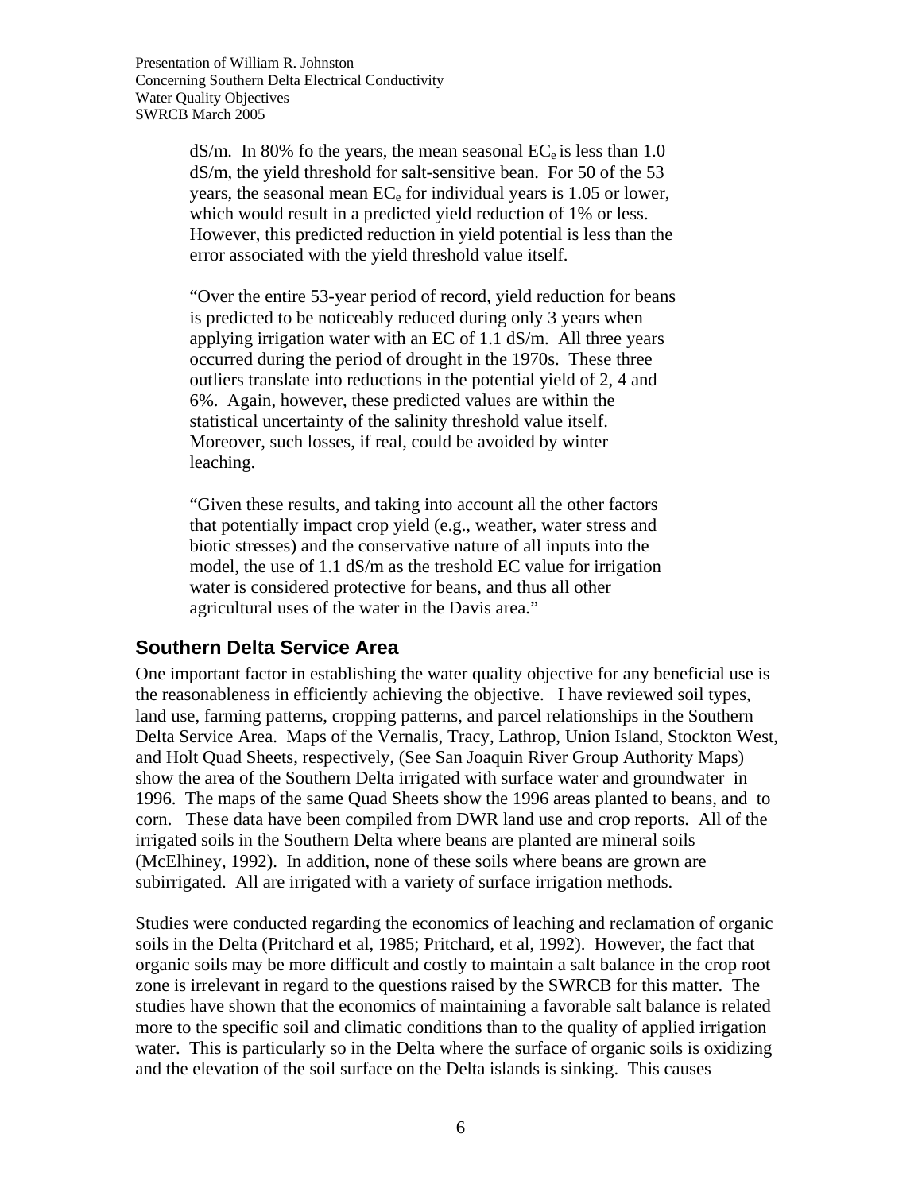dS/m. In 80% fo the years, the mean seasonal $EC_e$ is less than 1.0 dS/m, the yield threshold for salt-sensitive bean. For 50 of the 53 years, the seasonal mean $EC_e$ for individual years is 1.05 or lower, which would result in a predicted yield reduction of 1% or less. However, this predicted reduction in yield potential is less than the error associated with the yield threshold value itself.

"Over the entire 53-year period of record, yield reduction for beans is predicted to be noticeably reduced during only 3 years when applying irrigation water with an EC of 1.1 dS/m. All three years occurred during the period of drought in the 1970s. These three outliers translate into reductions in the potential yield of 2, 4 and 6%. Again, however, these predicted values are within the statistical uncertainty of the salinity threshold value itself. Moreover, such losses, if real, could be avoided by winter leaching.

"Given these results, and taking into account all the other factors that potentially impact crop yield (e.g., weather, water stress and biotic stresses) and the conservative nature of all inputs into the model, the use of 1.1 dS/m as the treshold EC value for irrigation water is considered protective for beans, and thus all other agricultural uses of the water in the Davis area."

## Southern Delta Service Area

One important factor in establishing the water quality objective for any beneficial use is the reasonableness in efficiently achieving the objective. I have reviewed soil types, land use, farming patterns, cropping patterns, and parcel relationships in the Southern Delta Service Area. Maps of the Vernalis, Tracy, Lathrop, Union Island, Stockton West, and Holt Quad Sheets, respectively, (See San Joaquin River Group Authority Maps) show the area of the Southern Delta irrigated with surface water and groundwater in 1996. The maps of the same Quad Sheets show the 1996 areas planted to beans, and to corn. These data have been compiled from DWR land use and crop reports. All of the irrigated soils in the Southern Delta where beans are planted are mineral soils (McElhiney, 1992). In addition, none of these soils where beans are grown are subirrigated. All are irrigated with a variety of surface irrigation methods.

Studies were conducted regarding the economics of leaching and reclamation of organic soils in the Delta (Pritchard et al, 1985; Pritchard, et al, 1992). However, the fact that organic soils may be more difficult and costly to maintain a salt balance in the crop root zone is irrelevant in regard to the questions raised by the SWRCB for this matter. The studies have shown that the economics of maintaining a favorable salt balance is related more to the specific soil and climatic conditions than to the quality of applied irrigation water. This is particularly so in the Delta where the surface of organic soils is oxidizing and the elevation of the soil surface on the Delta islands is sinking. This causes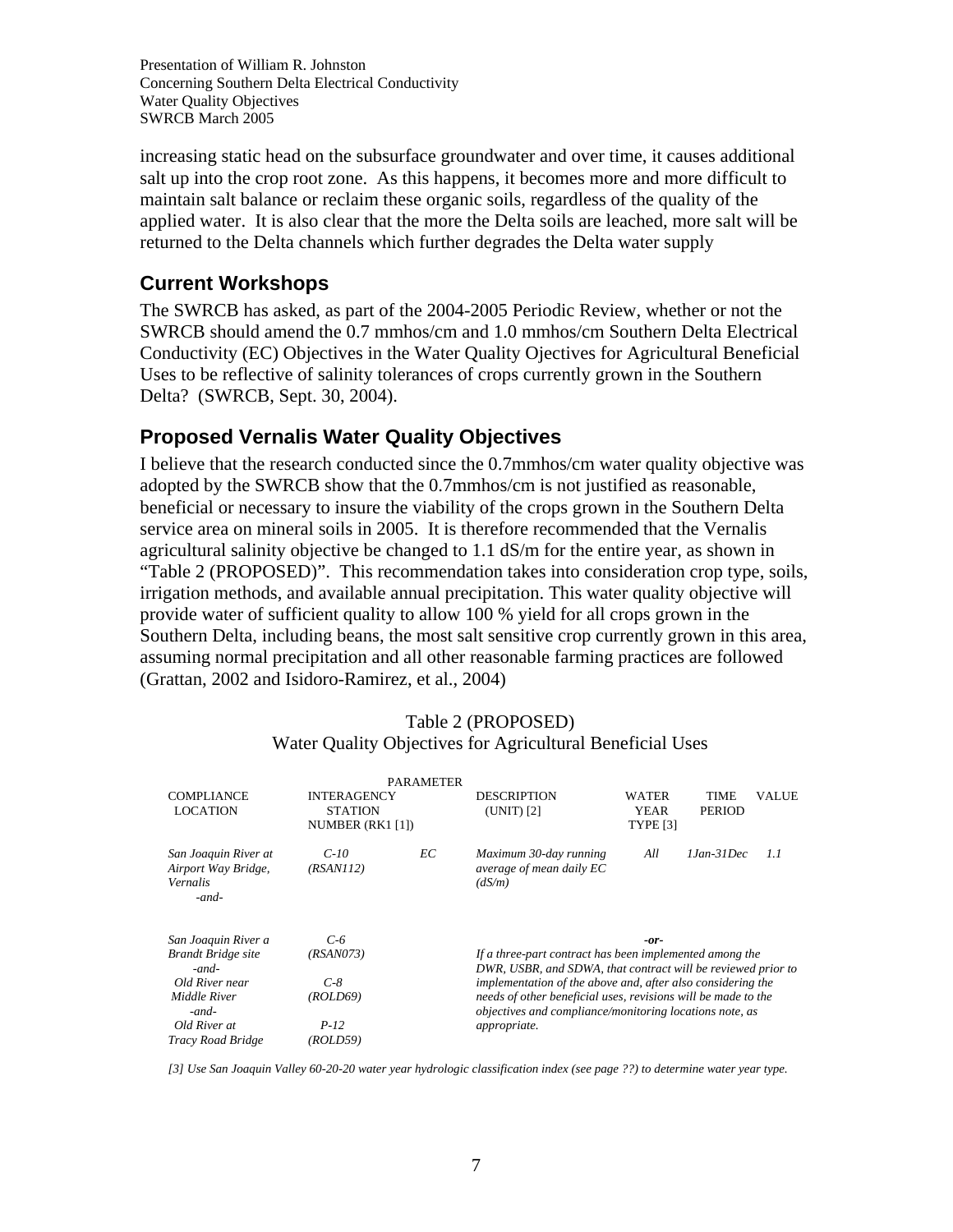increasing static head on the subsurface groundwater and over time, it causes additional salt up into the crop root zone. As this happens, it becomes more and more difficult to maintain salt balance or reclaim these organic soils, regardless of the quality of the applied water. It is also clear that the more the Delta soils are leached, more salt will be returned to the Delta channels which further degrades the Delta water supply

## Current Workshops

The SWRCB has asked, as part of the 2004-2005 Periodic Review, whether or not the SWRCB should amend the 0.7 mmhos/cm and 1.0 mmhos/cm Southern Delta Electrical Conductivity (EC) Objectives in the Water Quality Ojectives for Agricultural Beneficial Uses to be reflective of salinity tolerances of crops currently grown in the Southern Delta? (SWRCB, Sept. 30, 2004).

## Proposed Vernalis Water Quality Objectives

I believe that the research conducted since the 0.7mmhos/cm water quality objective was adopted by the SWRCB show that the 0.7mmhos/cm is not justified as reasonable, beneficial or necessary to insure the viability of the crops grown in the Southern Delta service area on mineral soils in 2005. It is therefore recommended that the Vernalis agricultural salinity objective be changed to 1.1 dS/m for the entire year, as shown in "Table 2 (PROPOSED)". This recommendation takes into consideration crop type, soils, irrigation methods, and available annual precipitation. This water quality objective will provide water of sufficient quality to allow 100 % yield for all crops grown in the Southern Delta, including beans, the most salt sensitive crop currently grown in this area, assuming normal precipitation and all other reasonable farming practices are followed (Grattan, 2002 and Isidoro-Ramirez, et al., 2004)

Table 2 (PROPOSED)
Water Quality Objectives for Agricultural Beneficial Uses

| COMPLIANCE LOCATION | INTERAGENCY STATION NUMBER (RK1 [1]) | PARAMETER | DESCRIPTION (UNIT) [2] | WATER YEAR TYPE [3] | TIME PERIOD | VALUE |
|---|---|---|---|---|---|---|
| *San Joaquin River at Airport Way Bridge, Vernalis -and-* | *C-10 (RSAN112)* | *EC* | *Maximum 30-day running average of mean daily EC (dS/m)* | *All* | *1Jan-31Dec* | *1.1* |
| *San Joaquin River a Brandt Bridge site -and- Old River near Middle River -and- Old River at Tracy Road Bridge* | *C-6 (RSAN073) C-8 (ROLD69) P-12 (ROLD59)* | | ***-or-*** *If a three-part contract has been implemented among the DWR, USBR, and SDWA, that contract will be reviewed prior to implementation of the above and, after also considering the needs of other beneficial uses, revisions will be made to the objectives and compliance/monitoring locations note, as appropriate.* | | | |

*[3] Use San Joaquin Valley 60-20-20 water year hydrologic classification index (see page ??) to determine water year type.*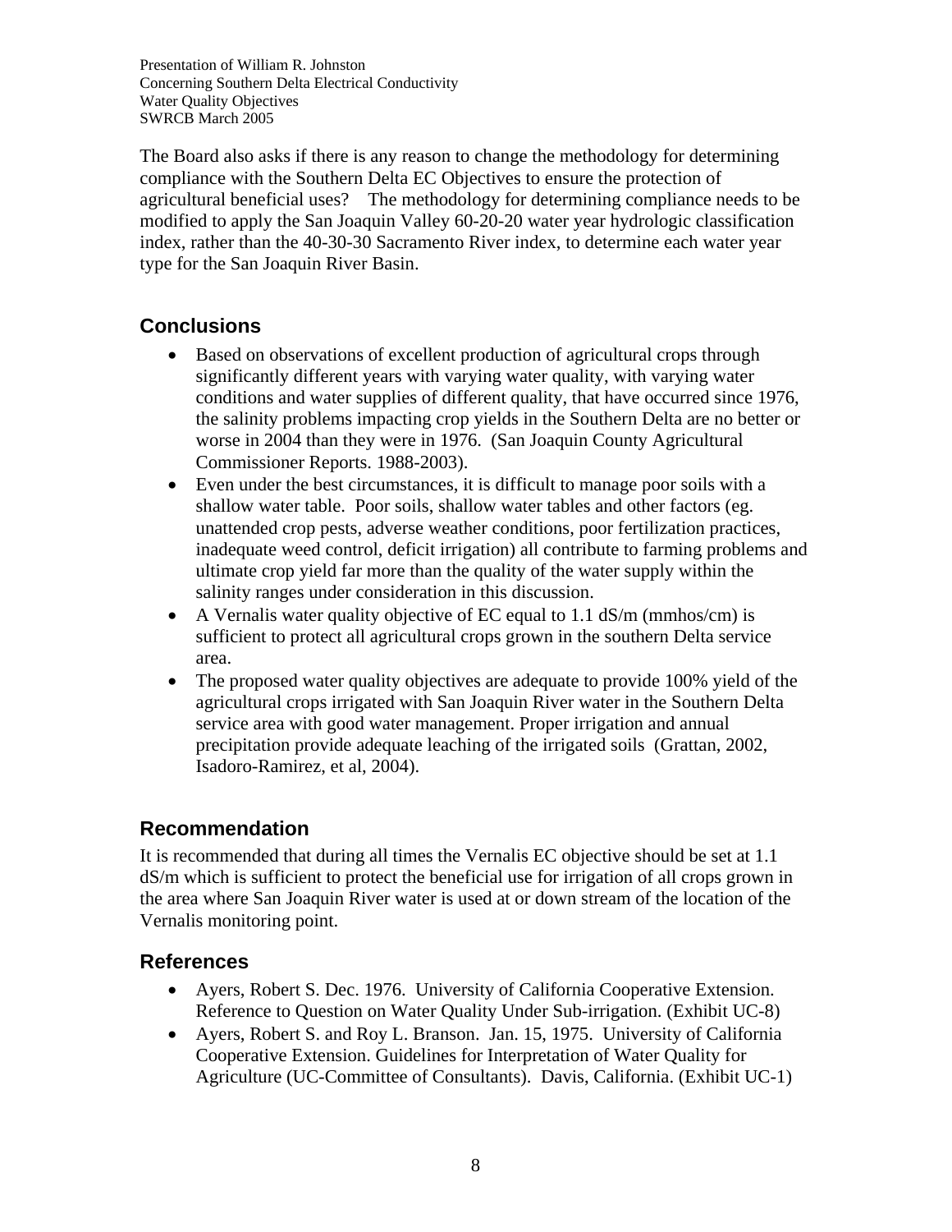The Board also asks if there is any reason to change the methodology for determining compliance with the Southern Delta EC Objectives to ensure the protection of agricultural beneficial uses? The methodology for determining compliance needs to be modified to apply the San Joaquin Valley 60-20-20 water year hydrologic classification index, rather than the 40-30-30 Sacramento River index, to determine each water year type for the San Joaquin River Basin.

## Conclusions

- Based on observations of excellent production of agricultural crops through significantly different years with varying water quality, with varying water conditions and water supplies of different quality, that have occurred since 1976, the salinity problems impacting crop yields in the Southern Delta are no better or worse in 2004 than they were in 1976. (San Joaquin County Agricultural Commissioner Reports. 1988-2003).
- Even under the best circumstances, it is difficult to manage poor soils with a shallow water table. Poor soils, shallow water tables and other factors (eg. unattended crop pests, adverse weather conditions, poor fertilization practices, inadequate weed control, deficit irrigation) all contribute to farming problems and ultimate crop yield far more than the quality of the water supply within the salinity ranges under consideration in this discussion.
- A Vernalis water quality objective of EC equal to 1.1 dS/m (mmhos/cm) is sufficient to protect all agricultural crops grown in the southern Delta service area.
- The proposed water quality objectives are adequate to provide 100% yield of the agricultural crops irrigated with San Joaquin River water in the Southern Delta service area with good water management. Proper irrigation and annual precipitation provide adequate leaching of the irrigated soils (Grattan, 2002, Isadoro-Ramirez, et al, 2004).

## Recommendation

It is recommended that during all times the Vernalis EC objective should be set at 1.1 dS/m which is sufficient to protect the beneficial use for irrigation of all crops grown in the area where San Joaquin River water is used at or down stream of the location of the Vernalis monitoring point.

## References

- Ayers, Robert S. Dec. 1976. University of California Cooperative Extension. Reference to Question on Water Quality Under Sub-irrigation. (Exhibit UC-8)
- Ayers, Robert S. and Roy L. Branson. Jan. 15, 1975. University of California Cooperative Extension. Guidelines for Interpretation of Water Quality for Agriculture (UC-Committee of Consultants). Davis, California. (Exhibit UC-1)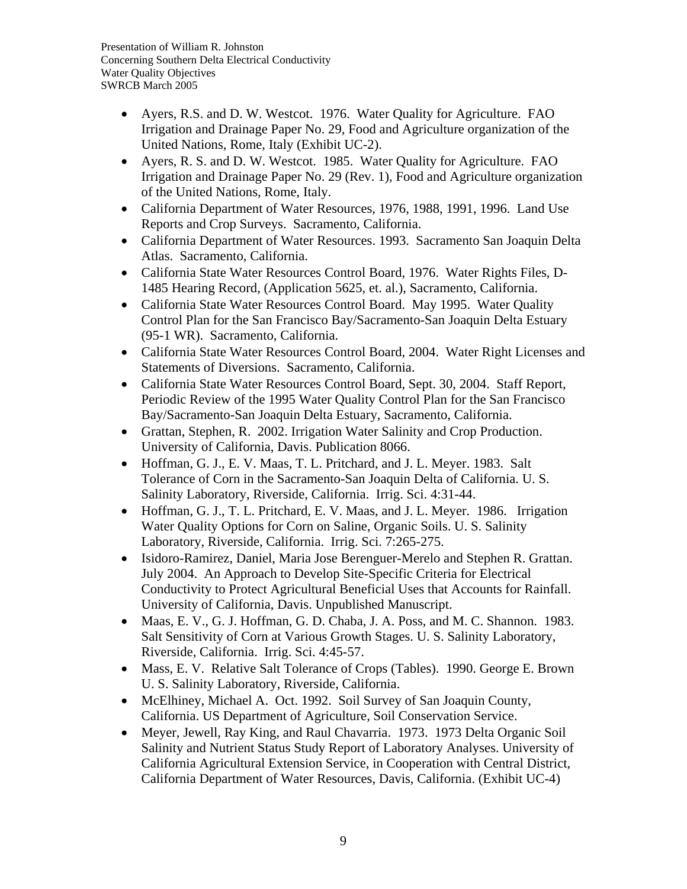- Ayers, R.S. and D. W. Westcot. 1976. Water Quality for Agriculture. FAO Irrigation and Drainage Paper No. 29, Food and Agriculture organization of the United Nations, Rome, Italy (Exhibit UC-2).
- Ayers, R. S. and D. W. Westcot. 1985. Water Quality for Agriculture. FAO Irrigation and Drainage Paper No. 29 (Rev. 1), Food and Agriculture organization of the United Nations, Rome, Italy.
- California Department of Water Resources, 1976, 1988, 1991, 1996. Land Use Reports and Crop Surveys. Sacramento, California.
- California Department of Water Resources. 1993. Sacramento San Joaquin Delta Atlas. Sacramento, California.
- California State Water Resources Control Board, 1976. Water Rights Files, D-1485 Hearing Record, (Application 5625, et. al.), Sacramento, California.
- California State Water Resources Control Board. May 1995. Water Quality Control Plan for the San Francisco Bay/Sacramento-San Joaquin Delta Estuary (95-1 WR). Sacramento, California.
- California State Water Resources Control Board, 2004. Water Right Licenses and Statements of Diversions. Sacramento, California.
- California State Water Resources Control Board, Sept. 30, 2004. Staff Report, Periodic Review of the 1995 Water Quality Control Plan for the San Francisco Bay/Sacramento-San Joaquin Delta Estuary, Sacramento, California.
- Grattan, Stephen, R. 2002. Irrigation Water Salinity and Crop Production. University of California, Davis. Publication 8066.
- Hoffman, G. J., E. V. Maas, T. L. Pritchard, and J. L. Meyer. 1983. Salt Tolerance of Corn in the Sacramento-San Joaquin Delta of California. U. S. Salinity Laboratory, Riverside, California. Irrig. Sci. 4:31-44.
- Hoffman, G. J., T. L. Pritchard, E. V. Maas, and J. L. Meyer. 1986. Irrigation Water Quality Options for Corn on Saline, Organic Soils. U. S. Salinity Laboratory, Riverside, California. Irrig. Sci. 7:265-275.
- Isidoro-Ramirez, Daniel, Maria Jose Berenguer-Merelo and Stephen R. Grattan. July 2004. An Approach to Develop Site-Specific Criteria for Electrical Conductivity to Protect Agricultural Beneficial Uses that Accounts for Rainfall. University of California, Davis. Unpublished Manuscript.
- Maas, E. V., G. J. Hoffman, G. D. Chaba, J. A. Poss, and M. C. Shannon. 1983. Salt Sensitivity of Corn at Various Growth Stages. U. S. Salinity Laboratory, Riverside, California. Irrig. Sci. 4:45-57.
- Mass, E. V. Relative Salt Tolerance of Crops (Tables). 1990. George E. Brown U. S. Salinity Laboratory, Riverside, California.
- McElhiney, Michael A. Oct. 1992. Soil Survey of San Joaquin County, California. US Department of Agriculture, Soil Conservation Service.
- Meyer, Jewell, Ray King, and Raul Chavarria. 1973. 1973 Delta Organic Soil Salinity and Nutrient Status Study Report of Laboratory Analyses. University of California Agricultural Extension Service, in Cooperation with Central District, California Department of Water Resources, Davis, California. (Exhibit UC-4)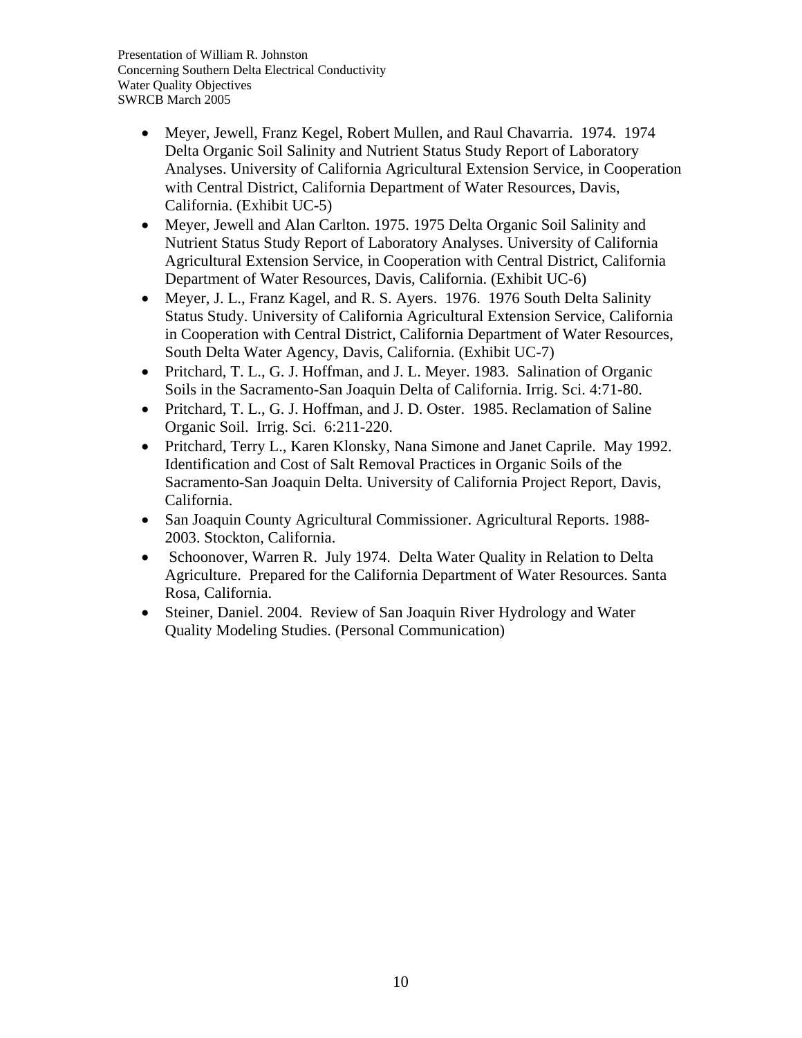- Meyer, Jewell, Franz Kegel, Robert Mullen, and Raul Chavarria. 1974. 1974 Delta Organic Soil Salinity and Nutrient Status Study Report of Laboratory Analyses. University of California Agricultural Extension Service, in Cooperation with Central District, California Department of Water Resources, Davis, California. (Exhibit UC-5)
- Meyer, Jewell and Alan Carlton. 1975. 1975 Delta Organic Soil Salinity and Nutrient Status Study Report of Laboratory Analyses. University of California Agricultural Extension Service, in Cooperation with Central District, California Department of Water Resources, Davis, California. (Exhibit UC-6)
- Meyer, J. L., Franz Kagel, and R. S. Ayers. 1976. 1976 South Delta Salinity Status Study. University of California Agricultural Extension Service, California in Cooperation with Central District, California Department of Water Resources, South Delta Water Agency, Davis, California. (Exhibit UC-7)
- Pritchard, T. L., G. J. Hoffman, and J. L. Meyer. 1983. Salination of Organic Soils in the Sacramento-San Joaquin Delta of California. Irrig. Sci. 4:71-80.
- Pritchard, T. L., G. J. Hoffman, and J. D. Oster. 1985. Reclamation of Saline Organic Soil. Irrig. Sci. 6:211-220.
- Pritchard, Terry L., Karen Klonsky, Nana Simone and Janet Caprile. May 1992. Identification and Cost of Salt Removal Practices in Organic Soils of the Sacramento-San Joaquin Delta. University of California Project Report, Davis, California.
- San Joaquin County Agricultural Commissioner. Agricultural Reports. 1988-2003. Stockton, California.
- Schoonover, Warren R. July 1974. Delta Water Quality in Relation to Delta Agriculture. Prepared for the California Department of Water Resources. Santa Rosa, California.
- Steiner, Daniel. 2004. Review of San Joaquin River Hydrology and Water Quality Modeling Studies. (Personal Communication)